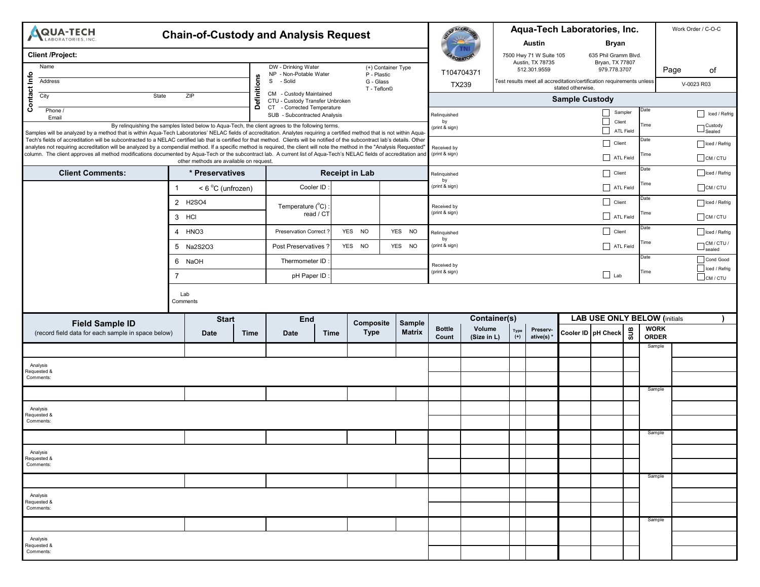# Chain-of-Custody and Analysis Request

**Aqua-Tech Laboratories, Inc.**

| Austin | Bryan |
|---|---|
| 7500 Hwy 71 W Suite 105 | 635 Phil Gramm Blvd. |
| Austin, TX 78735 | Bryan, TX 77807 |
| 512.301.9559 | 979.778.3707 |

T104704371

TX239

Test results meet all accreditation/certification requirements unless stated otherwise.

Work Order / C-O-C

Page ___ of ___

V-0023 R03

**Client /Project:**

**Contact Info**

- Name
- Address
- City    State    ZIP
- Phone / Email

**Definitions**

- DW - Drinking Water
- NP - Non-Potable Water
- S - Solid
- CM - Custody Maintained
- CTU - Custody Transfer Unbroken
- CT - Corrected Temperature
- SUB - Subcontracted Analysis

(+) Container Type

- P - Plastic
- G - Glass
- T - Teflon©

By relinquishing the samples listed below to Aqua-Tech, the client agrees to the following terms.
Samples will be analyzed by a method that is within Aqua-Tech Laboratories' NELAC fields of accreditation. Analytes requiring a certified method that is not within Aqua-Tech's fields of accreditation will be subcontracted to a NELAC certified lab that is certified for that method. Clients will be notified of the subcontract lab's details. Other analytes not requiring accreditation will be analyzed by a compendial method. If a specific method is required, the client will note the method in the "Analysis Requested" column. The client approves all method modifications documented by Aqua-Tech or the subcontract lab. A current list of Aqua-Tech's NELAC fields of accreditation and other methods are available on request.

## Sample Custody

| | | | |
|---|---|---|---|
| Relinquished by (print & sign) | ☐ Sampler ☐ Client ☐ ATL Field | Date / Time | ☐ Iced / Refrig ☐ Custody Sealed |
| Received by (print & sign) | ☐ Client ☐ ATL Field | Date / Time | ☐ Iced / Refrig ☐ CM / CTU |
| Relinquished by (print & sign) | ☐ Client ☐ ATL Field | Date / Time | ☐ Iced / Refrig ☐ CM / CTU |
| Received by (print & sign) | ☐ Client ☐ ATL Field | Date / Time | ☐ Iced / Refrig ☐ CM / CTU |
| Relinquished by (print & sign) | ☐ Client ☐ ATL Field | Date / Time | ☐ Iced / Refrig ☐ CM / CTU / sealed |
| Received by (print & sign) | ☐ Lab | Date / Time | ☐ Cond Good ☐ Iced / Refrig ☐ CM / CTU |

| Client Comments: | * Preservatives | Receipt in Lab | | |
|---|---|---|---|---|
| | 1 < 6 °C (unfrozen) | Cooler ID : | | |
| | 2 $H_2SO_4$ | Temperature (°C) : read / CT | | |
| | 3 HCl | | | |
| | 4 $HNO_3$ | Preservation Correct ? | YES NO | YES NO |
| | 5 $Na_2S_2O_3$ | Post Preservatives ? | YES NO | YES NO |
| | 6 NaOH | Thermometer ID : | | |
| | 7 | pH Paper ID : | | |

Lab Comments

| Field Sample ID (record field data for each sample in space below) | Start Date | Start Time | End Date | End Time | Composite Type | Sample Matrix | Bottle Count | Volume (Size in L) | Type (+) | Preserv-ative(s) * | Cooler ID | pH Check | SUB | WORK ORDER | |
|---|---|---|---|---|---|---|---|---|---|---|---|---|---|---|---|
| | | | | | | | | | | | | | | Sample | |
| Analysis Requested & Comments: | | | | | | | | | | | | | | | |
| | | | | | | | | | | | | | | Sample | |
| Analysis Requested & Comments: | | | | | | | | | | | | | | | |
| | | | | | | | | | | | | | | Sample | |
| Analysis Requested & Comments: | | | | | | | | | | | | | | | |
| | | | | | | | | | | | | | | Sample | |
| Analysis Requested & Comments: | | | | | | | | | | | | | | | |
| | | | | | | | | | | | | | | Sample | |
| Analysis Requested & Comments: | | | | | | | | | | | | | | | |

**LAB USE ONLY BELOW** (initials )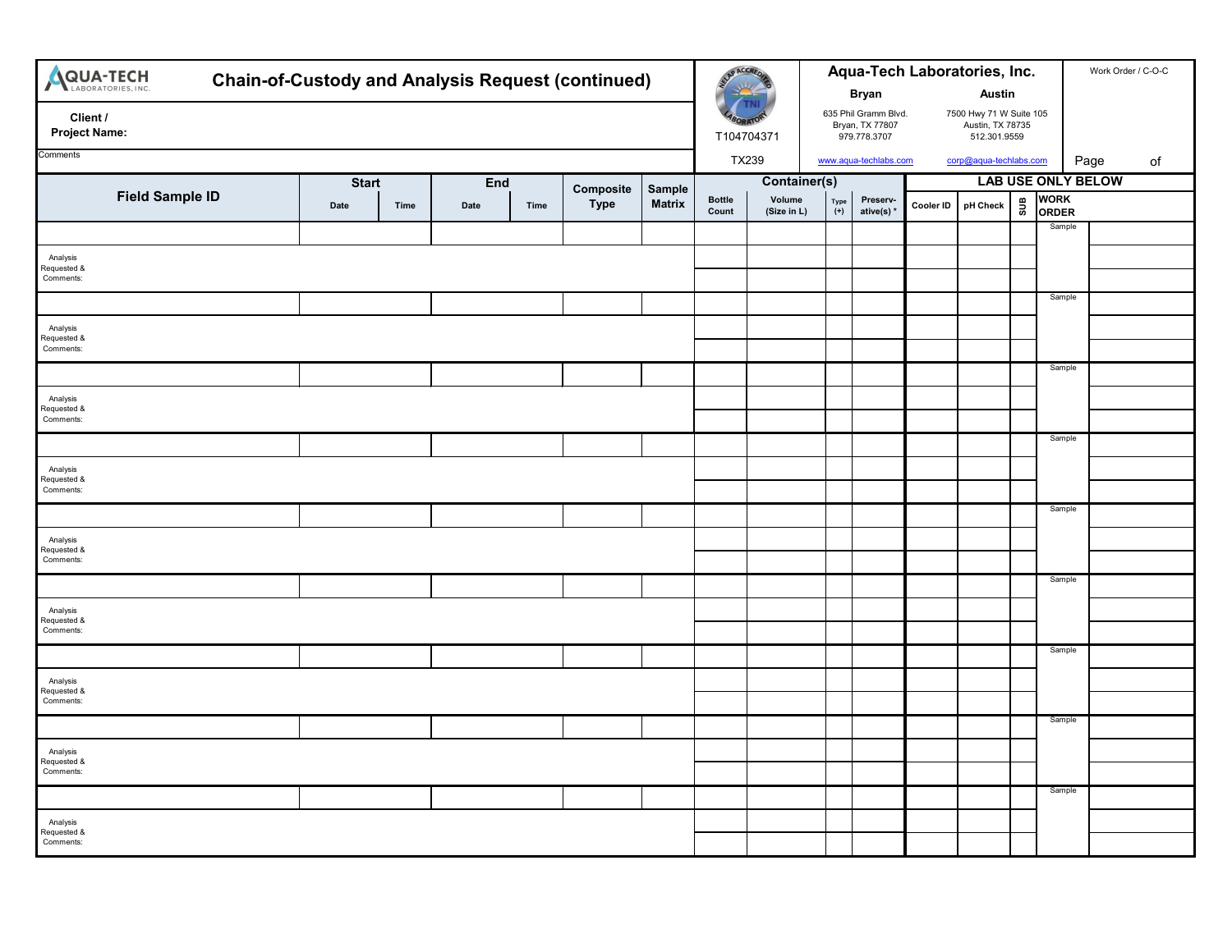# Chain-of-Custody and Analysis Request (continued)

**Client / Project Name:**

Comments

T104704371

TX239

**Aqua-Tech Laboratories, Inc.**

| **Bryan** | **Austin** |
|---|---|
| 635 Phil Gramm Blvd. | 7500 Hwy 71 W Suite 105 |
| Bryan, TX 77807 | Austin, TX 78735 |
| 979.778.3707 | 512.301.9559 |
| www.aqua-techlabs.com | corp@aqua-techlabs.com |

Work Order / C-O-C

Page of

| Field Sample ID | Start | | End | | Composite Type | Sample Matrix | Container(s) | | | | LAB USE ONLY BELOW | | | | |
|---|---|---|---|---|---|---|---|---|---|---|---|---|---|---|---|
| | Date | Time | Date | Time | | | Bottle Count | Volume (Size in L) | Type (+) | Preserv-ative(s) * | Cooler ID | pH Check | SUB | WORK ORDER | |
| | | | | | | | | | | | | | | Sample | |
| Analysis Requested & Comments: | | | | | | | | | | | | | | | |
| | | | | | | | | | | | | | | | |
| | | | | | | | | | | | | | | Sample | |
| Analysis Requested & Comments: | | | | | | | | | | | | | | | |
| | | | | | | | | | | | | | | | |
| | | | | | | | | | | | | | | Sample | |
| Analysis Requested & Comments: | | | | | | | | | | | | | | | |
| | | | | | | | | | | | | | | | |
| | | | | | | | | | | | | | | Sample | |
| Analysis Requested & Comments: | | | | | | | | | | | | | | | |
| | | | | | | | | | | | | | | | |
| | | | | | | | | | | | | | | Sample | |
| Analysis Requested & Comments: | | | | | | | | | | | | | | | |
| | | | | | | | | | | | | | | | |
| | | | | | | | | | | | | | | Sample | |
| Analysis Requested & Comments: | | | | | | | | | | | | | | | |
| | | | | | | | | | | | | | | | |
| | | | | | | | | | | | | | | Sample | |
| Analysis Requested & Comments: | | | | | | | | | | | | | | | |
| | | | | | | | | | | | | | | | |
| | | | | | | | | | | | | | | Sample | |
| Analysis Requested & Comments: | | | | | | | | | | | | | | | |
| | | | | | | | | | | | | | | | |
| | | | | | | | | | | | | | | Sample | |
| Analysis Requested & Comments: | | | | | | | | | | | | | | | |
| | | | | | | | | | | | | | | | |